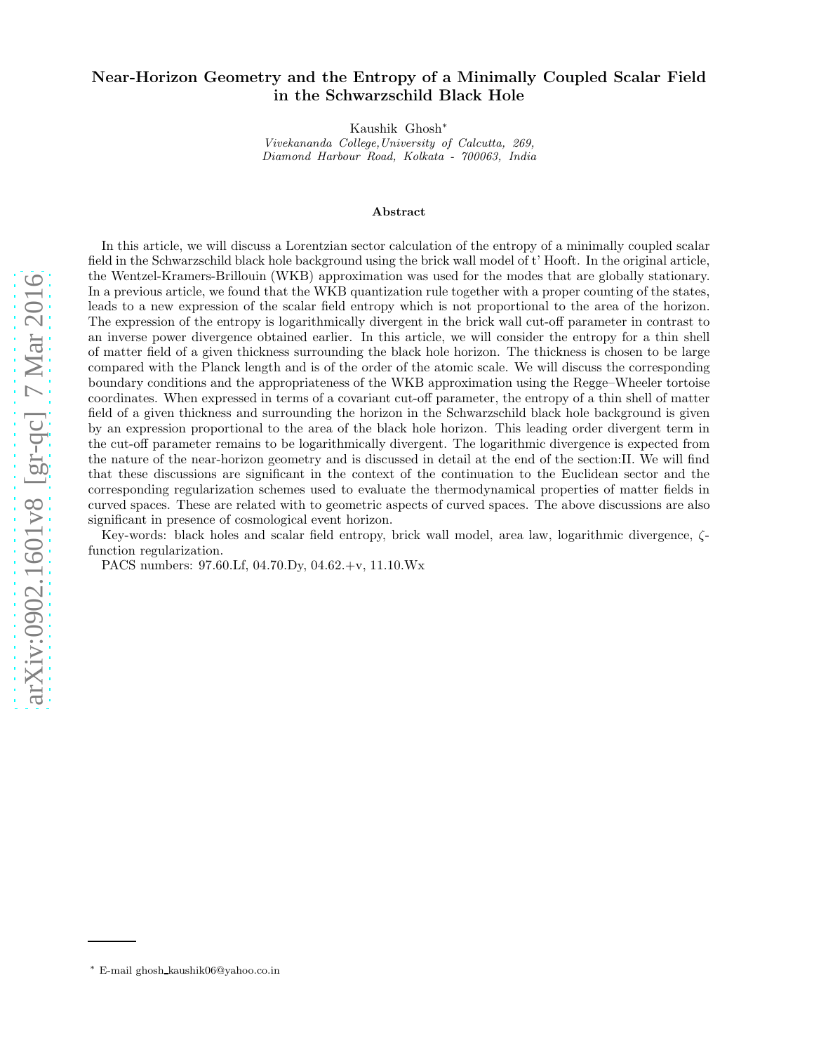# Near-Horizon Geometry and the Entropy of a Minimally Coupled Scalar Field in the Schwarzschild Black Hole

Kaushik Ghosh*

*Vivekananda College, University of Calcutta, 269, Diamond Harbour Road, Kolkata - 700063, India*

### Abstract

In this article, we will discuss a Lorentzian sector calculation of the entropy of a minimally coupled scalar field in the Schwarzschild black hole background using the brick wall model of t' Hooft. In the original article, the Wentzel-Kramers-Brillouin (WKB) approximation was used for the modes that are globally stationary. In a previous article, we found that the WKB quantization rule together with a proper counting of the states, leads to a new expression of the scalar field entropy which is not proportional to the area of the horizon. The expression of the entropy is logarithmically divergent in the brick wall cut-off parameter in contrast to an inverse power divergence obtained earlier. In this article, we will consider the entropy for a thin shell of matter field of a given thickness surrounding the black hole horizon. The thickness is chosen to be large compared with the Planck length and is of the order of the atomic scale. We will discuss the corresponding boundary conditions and the appropriateness of the WKB approximation using the Regge–Wheeler tortoise coordinates. When expressed in terms of a covariant cut-off parameter, the entropy of a thin shell of matter field of a given thickness and surrounding the horizon in the Schwarzschild black hole background is given by an expression proportional to the area of the black hole horizon. This leading order divergent term in the cut-off parameter remains to be logarithmically divergent. The logarithmic divergence is expected from the nature of the near-horizon geometry and is discussed in detail at the end of the section:II. We will find that these discussions are significant in the context of the continuation to the Euclidean sector and the corresponding regularization schemes used to evaluate the thermodynamical properties of matter fields in curved spaces. These are related with to geometric aspects of curved spaces. The above discussions are also significant in presence of cosmological event horizon.

Key-words: black holes and scalar field entropy, brick wall model, area law, logarithmic divergence, $\zeta$-function regularization.

PACS numbers: 97.60.Lf, 04.70.Dy, 04.62.+v, 11.10.Wx

---

* E-mail ghosh_kaushik06@yahoo.co.in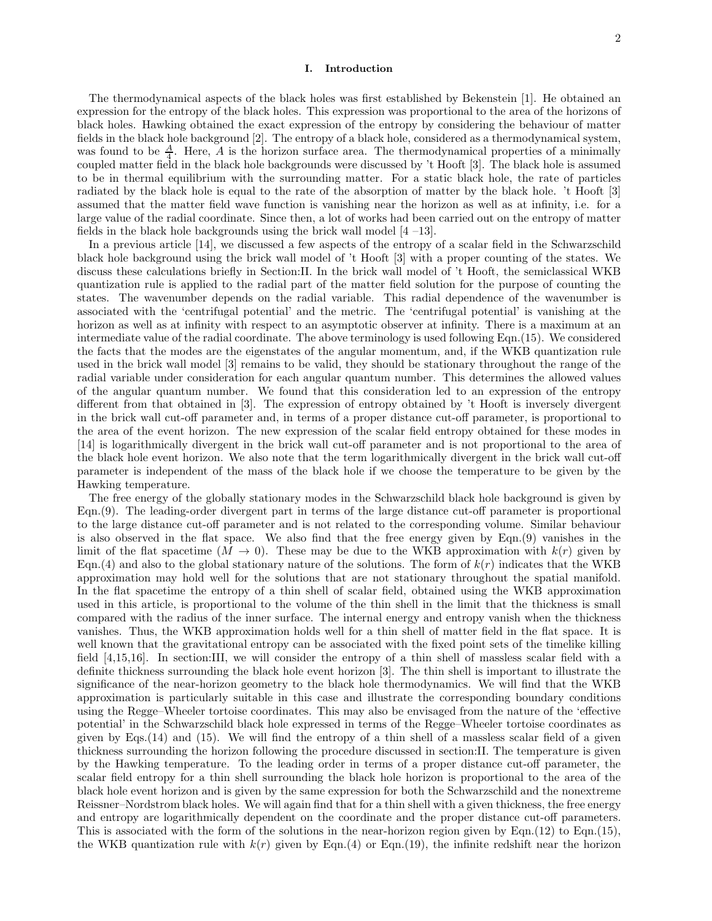## I. Introduction

The thermodynamical aspects of the black holes was first established by Bekenstein [1]. He obtained an expression for the entropy of the black holes. This expression was proportional to the area of the horizons of black holes. Hawking obtained the exact expression of the entropy by considering the behaviour of matter fields in the black hole background [2]. The entropy of a black hole, considered as a thermodynamical system, was found to be $\frac{A}{4}$. Here, $A$ is the horizon surface area. The thermodynamical properties of a minimally coupled matter field in the black hole backgrounds were discussed by 't Hooft [3]. The black hole is assumed to be in thermal equilibrium with the surrounding matter. For a static black hole, the rate of particles radiated by the black hole is equal to the rate of the absorption of matter by the black hole. 't Hooft [3] assumed that the matter field wave function is vanishing near the horizon as well as at infinity, i.e. for a large value of the radial coordinate. Since then, a lot of works had been carried out on the entropy of matter fields in the black hole backgrounds using the brick wall model [4 –13].

In a previous article [14], we discussed a few aspects of the entropy of a scalar field in the Schwarzschild black hole background using the brick wall model of 't Hooft [3] with a proper counting of the states. We discuss these calculations briefly in Section:II. In the brick wall model of 't Hooft, the semiclassical WKB quantization rule is applied to the radial part of the matter field solution for the purpose of counting the states. The wavenumber depends on the radial variable. This radial dependence of the wavenumber is associated with the 'centrifugal potential' and the metric. The 'centrifugal potential' is vanishing at the horizon as well as at infinity with respect to an asymptotic observer at infinity. There is a maximum at an intermediate value of the radial coordinate. The above terminology is used following Eqn.(15). We considered the facts that the modes are the eigenstates of the angular momentum, and, if the WKB quantization rule used in the brick wall model [3] remains to be valid, they should be stationary throughout the range of the radial variable under consideration for each angular quantum number. This determines the allowed values of the angular quantum number. We found that this consideration led to an expression of the entropy different from that obtained in [3]. The expression of entropy obtained by 't Hooft is inversely divergent in the brick wall cut-off parameter and, in terms of a proper distance cut-off parameter, is proportional to the area of the event horizon. The new expression of the scalar field entropy obtained for these modes in [14] is logarithmically divergent in the brick wall cut-off parameter and is not proportional to the area of the black hole event horizon. We also note that the term logarithmically divergent in the brick wall cut-off parameter is independent of the mass of the black hole if we choose the temperature to be given by the Hawking temperature.

The free energy of the globally stationary modes in the Schwarzschild black hole background is given by Eqn.(9). The leading-order divergent part in terms of the large distance cut-off parameter is proportional to the large distance cut-off parameter and is not related to the corresponding volume. Similar behaviour is also observed in the flat space. We also find that the free energy given by Eqn.(9) vanishes in the limit of the flat spacetime ($M \to 0$). These may be due to the WKB approximation with $k(r)$ given by Eqn.(4) and also to the global stationary nature of the solutions. The form of $k(r)$ indicates that the WKB approximation may hold well for the solutions that are not stationary throughout the spatial manifold. In the flat spacetime the entropy of a thin shell of scalar field, obtained using the WKB approximation used in this article, is proportional to the volume of the thin shell in the limit that the thickness is small compared with the radius of the inner surface. The internal energy and entropy vanish when the thickness vanishes. Thus, the WKB approximation holds well for a thin shell of matter field in the flat space. It is well known that the gravitational entropy can be associated with the fixed point sets of the timelike killing field [4,15,16]. In section:III, we will consider the entropy of a thin shell of massless scalar field with a definite thickness surrounding the black hole event horizon [3]. The thin shell is important to illustrate the significance of the near-horizon geometry to the black hole thermodynamics. We will find that the WKB approximation is particularly suitable in this case and illustrate the corresponding boundary conditions using the Regge–Wheeler tortoise coordinates. This may also be envisaged from the nature of the 'effective potential' in the Schwarzschild black hole expressed in terms of the Regge–Wheeler tortoise coordinates as given by Eqs.(14) and (15). We will find the entropy of a thin shell of a massless scalar field of a given thickness surrounding the horizon following the procedure discussed in section:II. The temperature is given by the Hawking temperature. To the leading order in terms of a proper distance cut-off parameter, the scalar field entropy for a thin shell surrounding the black hole horizon is proportional to the area of the black hole event horizon and is given by the same expression for both the Schwarzschild and the nonextreme Reissner–Nordstrom black holes. We will again find that for a thin shell with a given thickness, the free energy and entropy are logarithmically dependent on the coordinate and the proper distance cut-off parameters. This is associated with the form of the solutions in the near-horizon region given by Eqn.(12) to Eqn.(15), the WKB quantization rule with $k(r)$ given by Eqn.(4) or Eqn.(19), the infinite redshift near the horizon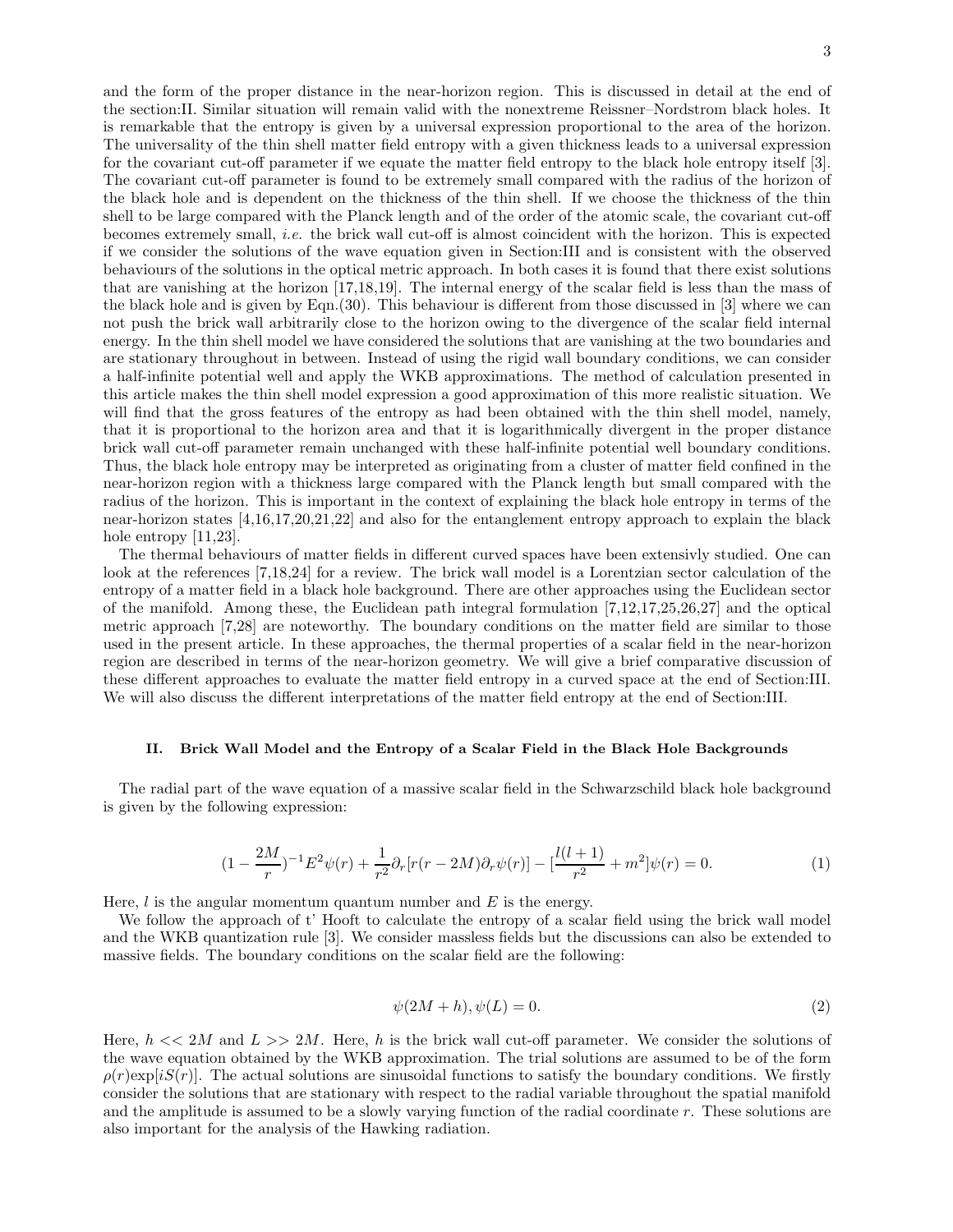and the form of the proper distance in the near-horizon region. This is discussed in detail at the end of the section:II. Similar situation will remain valid with the nonextreme Reissner–Nordstrom black holes. It is remarkable that the entropy is given by a universal expression proportional to the area of the horizon. The universality of the thin shell matter field entropy with a given thickness leads to a universal expression for the covariant cut-off parameter if we equate the matter field entropy to the black hole entropy itself [3]. The covariant cut-off parameter is found to be extremely small compared with the radius of the horizon of the black hole and is dependent on the thickness of the thin shell. If we choose the thickness of the thin shell to be large compared with the Planck length and of the order of the atomic scale, the covariant cut-off becomes extremely small, *i.e.* the brick wall cut-off is almost coincident with the horizon. This is expected if we consider the solutions of the wave equation given in Section:III and is consistent with the observed behaviours of the solutions in the optical metric approach. In both cases it is found that there exist solutions that are vanishing at the horizon [17,18,19]. The internal energy of the scalar field is less than the mass of the black hole and is given by Eqn.(30). This behaviour is different from those discussed in [3] where we can not push the brick wall arbitrarily close to the horizon owing to the divergence of the scalar field internal energy. In the thin shell model we have considered the solutions that are vanishing at the two boundaries and are stationary throughout in between. Instead of using the rigid wall boundary conditions, we can consider a half-infinite potential well and apply the WKB approximations. The method of calculation presented in this article makes the thin shell model expression a good approximation of this more realistic situation. We will find that the gross features of the entropy as had been obtained with the thin shell model, namely, that it is proportional to the horizon area and that it is logarithmically divergent in the proper distance brick wall cut-off parameter remain unchanged with these half-infinite potential well boundary conditions. Thus, the black hole entropy may be interpreted as originating from a cluster of matter field confined in the near-horizon region with a thickness large compared with the Planck length but small compared with the radius of the horizon. This is important in the context of explaining the black hole entropy in terms of the near-horizon states [4,16,17,20,21,22] and also for the entanglement entropy approach to explain the black hole entropy [11,23].

The thermal behaviours of matter fields in different curved spaces have been extensivly studied. One can look at the references [7,18,24] for a review. The brick wall model is a Lorentzian sector calculation of the entropy of a matter field in a black hole background. There are other approaches using the Euclidean sector of the manifold. Among these, the Euclidean path integral formulation [7,12,17,25,26,27] and the optical metric approach [7,28] are noteworthy. The boundary conditions on the matter field are similar to those used in the present article. In these approaches, the thermal properties of a scalar field in the near-horizon region are described in terms of the near-horizon geometry. We will give a brief comparative discussion of these different approaches to evaluate the matter field entropy in a curved space at the end of Section:III. We will also discuss the different interpretations of the matter field entropy at the end of Section:III.

### II. Brick Wall Model and the Entropy of a Scalar Field in the Black Hole Backgrounds

The radial part of the wave equation of a massive scalar field in the Schwarzschild black hole background is given by the following expression:

$$(1-\frac{2M}{r})^{-1}E^2\psi(r)+\frac{1}{r^2}\partial_r[r(r-2M)\partial_r\psi(r)]-[\frac{l(l+1)}{r^2}+m^2]\psi(r)=0. \tag{1}$$

Here, $l$ is the angular momentum quantum number and $E$ is the energy.

We follow the approach of t' Hooft to calculate the entropy of a scalar field using the brick wall model and the WKB quantization rule [3]. We consider massless fields but the discussions can also be extended to massive fields. The boundary conditions on the scalar field are the following:

$$\psi(2M+h),\psi(L)=0. \tag{2}$$

Here, $h << 2M$ and $L >> 2M$. Here, $h$ is the brick wall cut-off parameter. We consider the solutions of the wave equation obtained by the WKB approximation. The trial solutions are assumed to be of the form $\rho(r)\exp[iS(r)]$. The actual solutions are sinusoidal functions to satisfy the boundary conditions. We firstly consider the solutions that are stationary with respect to the radial variable throughout the spatial manifold and the amplitude is assumed to be a slowly varying function of the radial coordinate $r$. These solutions are also important for the analysis of the Hawking radiation.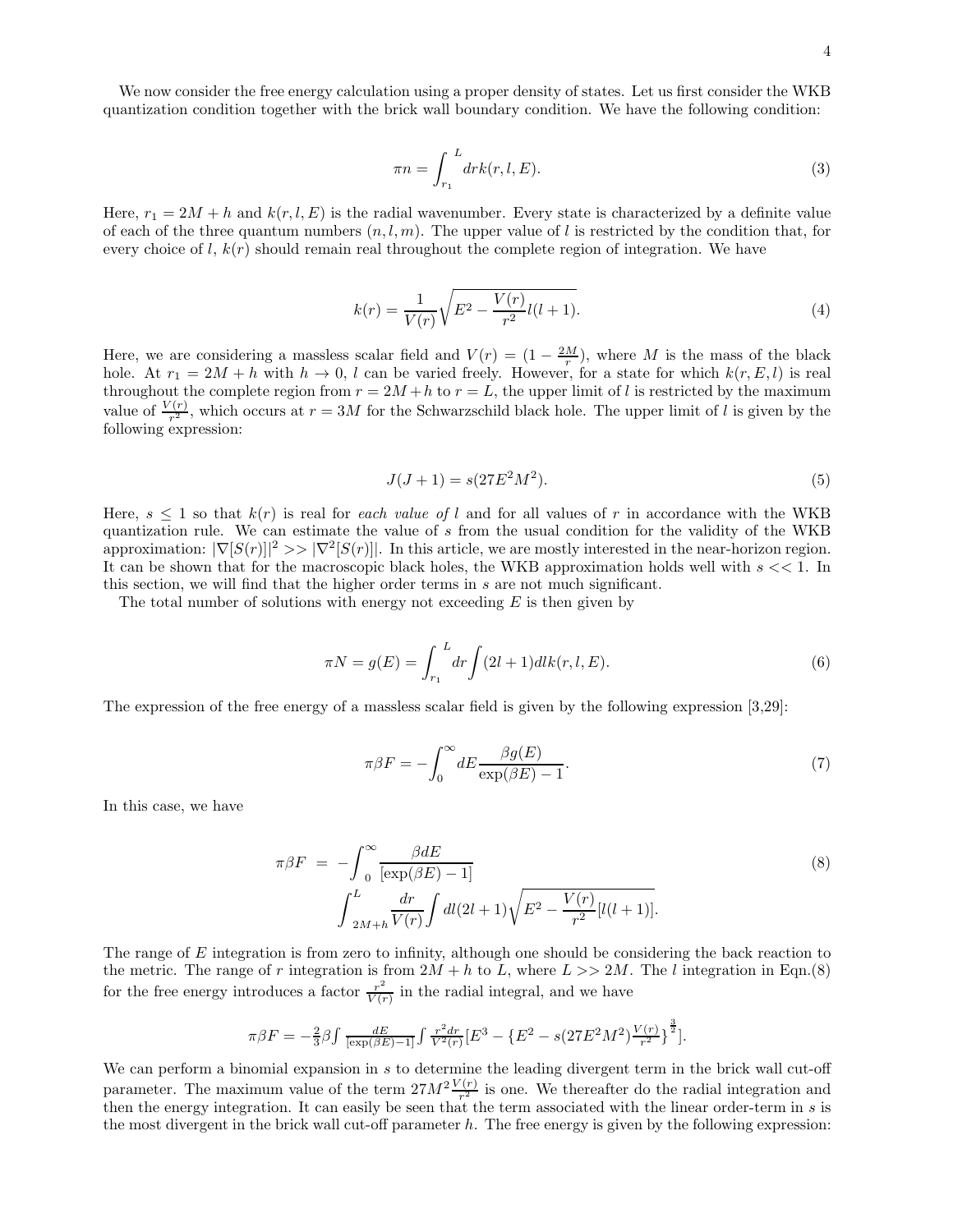We now consider the free energy calculation using a proper density of states. Let us first consider the WKB quantization condition together with the brick wall boundary condition. We have the following condition:

$$\pi n = \int_{r_1}^{L} dr k(r, l, E). \tag{3}$$

Here, $r_1 = 2M + h$ and $k(r, l, E)$ is the radial wavenumber. Every state is characterized by a definite value of each of the three quantum numbers $(n, l, m)$. The upper value of $l$ is restricted by the condition that, for every choice of $l$, $k(r)$ should remain real throughout the complete region of integration. We have

$$k(r) = \frac{1}{V(r)}\sqrt{E^2 - \frac{V(r)}{r^2}l(l+1)}. \tag{4}$$

Here, we are considering a massless scalar field and $V(r) = (1 - \frac{2M}{r})$, where $M$ is the mass of the black hole. At $r_1 = 2M + h$ with $h \to 0$, $l$ can be varied freely. However, for a state for which $k(r, E, l)$ is real throughout the complete region from $r = 2M + h$ to $r = L$, the upper limit of $l$ is restricted by the maximum value of $\frac{V(r)}{r^2}$, which occurs at $r = 3M$ for the Schwarzschild black hole. The upper limit of $l$ is given by the following expression:

$$J(J+1) = s(27E^2M^2). \tag{5}$$

Here, $s \leq 1$ so that $k(r)$ is real for *each value of* $l$ and for all values of $r$ in accordance with the WKB quantization rule. We can estimate the value of $s$ from the usual condition for the validity of the WKB approximation: $|\nabla[S(r)]|^2 >> |\nabla^2[S(r)]|$. In this article, we are mostly interested in the near-horizon region. It can be shown that for the macroscopic black holes, the WKB approximation holds well with $s << 1$. In this section, we will find that the higher order terms in $s$ are not much significant.

The total number of solutions with energy not exceeding $E$ is then given by

$$\pi N = g(E) = \int_{r_1}^{L} dr \int (2l+1) dl k(r, l, E). \tag{6}$$

The expression of the free energy of a massless scalar field is given by the following expression [3,29]:

$$\pi\beta F = -\int_0^\infty dE \frac{\beta g(E)}{\exp(\beta E) - 1}. \tag{7}$$

In this case, we have

$$\pi\beta F = -\int_0^\infty \frac{\beta dE}{[\exp(\beta E) - 1]} \int_{2M+h}^{L} \frac{dr}{V(r)} \int dl(2l+1)\sqrt{E^2 - \frac{V(r)}{r^2}[l(l+1)]}. \tag{8}$$

The range of $E$ integration is from zero to infinity, although one should be considering the back reaction to the metric. The range of $r$ integration is from $2M + h$ to $L$, where $L >> 2M$. The $l$ integration in Eqn.(8) for the free energy introduces a factor $\frac{r^2}{V(r)}$ in the radial integral, and we have

$$\pi\beta F = -\frac{2}{3}\beta \int \frac{dE}{[\exp(\beta E) - 1]} \int \frac{r^2 dr}{V^2(r)} [E^3 - \{E^2 - s(27E^2M^2)\frac{V(r)}{r^2}\}^{\frac{3}{2}}].$$

We can perform a binomial expansion in $s$ to determine the leading divergent term in the brick wall cut-off parameter. The maximum value of the term $27M^2\frac{V(r)}{r^2}$ is one. We thereafter do the radial integration and then the energy integration. It can easily be seen that the term associated with the linear order-term in $s$ is the most divergent in the brick wall cut-off parameter $h$. The free energy is given by the following expression: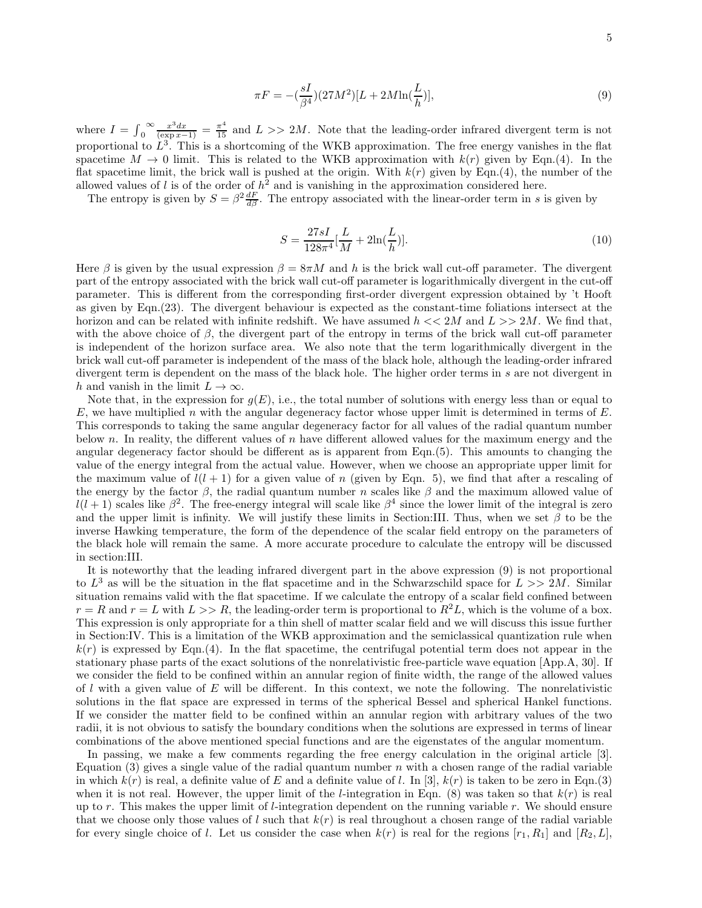$$\pi F = -(\frac{sI}{\beta^4})(27M^2)[L + 2M\ln(\frac{L}{h})], \tag{9}$$

where $I = \int_0^\infty \frac{x^3 dx}{(\exp x - 1)} = \frac{\pi^4}{15}$ and $L >> 2M$. Note that the leading-order infrared divergent term is not proportional to $L^3$. This is a shortcoming of the WKB approximation. The free energy vanishes in the flat spacetime $M \to 0$ limit. This is related to the WKB approximation with $k(r)$ given by Eqn.(4). In the flat spacetime limit, the brick wall is pushed at the origin. With $k(r)$ given by Eqn.(4), the number of the allowed values of $l$ is of the order of $h^2$ and is vanishing in the approximation considered here.

The entropy is given by $S = \beta^2 \frac{dF}{d\beta}$. The entropy associated with the linear-order term in $s$ is given by

$$S = \frac{27sI}{128\pi^4}[\frac{L}{M} + 2\ln(\frac{L}{h})]. \tag{10}$$

Here $\beta$ is given by the usual expression $\beta = 8\pi M$ and $h$ is the brick wall cut-off parameter. The divergent part of the entropy associated with the brick wall cut-off parameter is logarithmically divergent in the cut-off parameter. This is different from the corresponding first-order divergent expression obtained by 't Hooft as given by Eqn.(23). The divergent behaviour is expected as the constant-time foliations intersect at the horizon and can be related with infinite redshift. We have assumed $h << 2M$ and $L >> 2M$. We find that, with the above choice of $\beta$, the divergent part of the entropy in terms of the brick wall cut-off parameter is independent of the horizon surface area. We also note that the term logarithmically divergent in the brick wall cut-off parameter is independent of the mass of the black hole, although the leading-order infrared divergent term is dependent on the mass of the black hole. The higher order terms in $s$ are not divergent in $h$ and vanish in the limit $L \to \infty$.

Note that, in the expression for $g(E)$, i.e., the total number of solutions with energy less than or equal to $E$, we have multiplied $n$ with the angular degeneracy factor whose upper limit is determined in terms of $E$. This corresponds to taking the same angular degeneracy factor for all values of the radial quantum number below $n$. In reality, the different values of $n$ have different allowed values for the maximum energy and the angular degeneracy factor should be different as is apparent from Eqn.(5). This amounts to changing the value of the energy integral from the actual value. However, when we choose an appropriate upper limit for the maximum value of $l(l+1)$ for a given value of $n$ (given by Eqn. 5), we find that after a rescaling of the energy by the factor $\beta$, the radial quantum number $n$ scales like $\beta$ and the maximum allowed value of $l(l+1)$ scales like $\beta^2$. The free-energy integral will scale like $\beta^4$ since the lower limit of the integral is zero and the upper limit is infinity. We will justify these limits in Section:III. Thus, when we set $\beta$ to be the inverse Hawking temperature, the form of the dependence of the scalar field entropy on the parameters of the black hole will remain the same. A more accurate procedure to calculate the entropy will be discussed in section:III.

It is noteworthy that the leading infrared divergent part in the above expression (9) is not proportional to $L^3$ as will be the situation in the flat spacetime and in the Schwarzschild space for $L >> 2M$. Similar situation remains valid with the flat spacetime. If we calculate the entropy of a scalar field confined between $r = R$ and $r = L$ with $L >> R$, the leading-order term is proportional to $R^2 L$, which is the volume of a box. This expression is only appropriate for a thin shell of matter scalar field and we will discuss this issue further in Section:IV. This is a limitation of the WKB approximation and the semiclassical quantization rule when $k(r)$ is expressed by Eqn.(4). In the flat spacetime, the centrifugal potential term does not appear in the stationary phase parts of the exact solutions of the nonrelativistic free-particle wave equation [App.A, 30]. If we consider the field to be confined within an annular region of finite width, the range of the allowed values of $l$ with a given value of $E$ will be different. In this context, we note the following. The nonrelativistic solutions in the flat space are expressed in terms of the spherical Bessel and spherical Hankel functions. If we consider the matter field to be confined within an annular region with arbitrary values of the two radii, it is not obvious to satisfy the boundary conditions when the solutions are expressed in terms of linear combinations of the above mentioned special functions and are the eigenstates of the angular momentum.

In passing, we make a few comments regarding the free energy calculation in the original article [3]. Equation (3) gives a single value of the radial quantum number $n$ with a chosen range of the radial variable in which $k(r)$ is real, a definite value of $E$ and a definite value of $l$. In [3], $k(r)$ is taken to be zero in Eqn.(3) when it is not real. However, the upper limit of the $l$-integration in Eqn. (8) was taken so that $k(r)$ is real up to $r$. This makes the upper limit of $l$-integration dependent on the running variable $r$. We should ensure that we choose only those values of $l$ such that $k(r)$ is real throughout a chosen range of the radial variable for every single choice of $l$. Let us consider the case when $k(r)$ is real for the regions $[r_1, R_1]$ and $[R_2, L]$,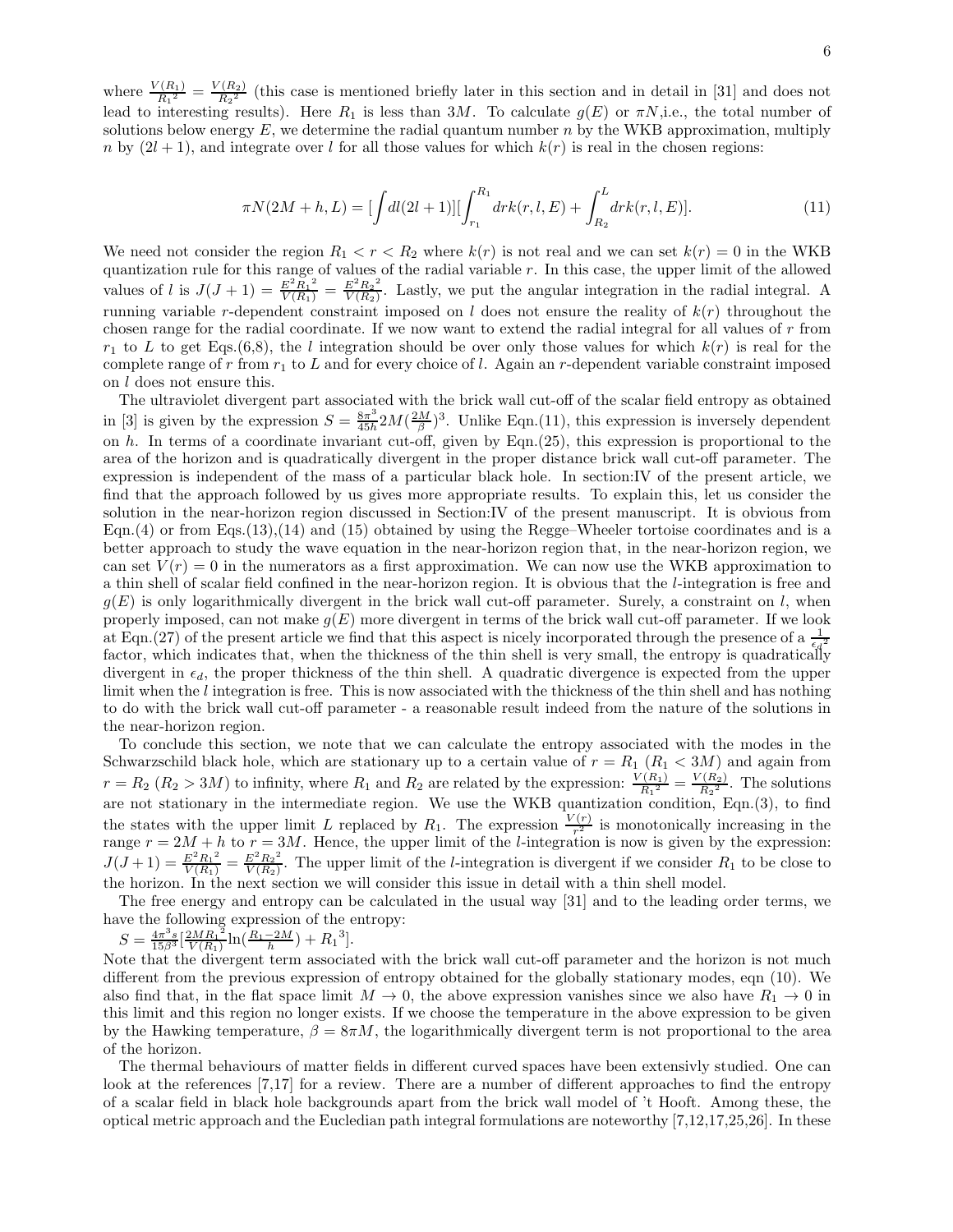where $\frac{V(R_1)}{{R_1}^2} = \frac{V(R_2)}{{R_2}^2}$ (this case is mentioned briefly later in this section and in detail in [31] and does not lead to interesting results). Here $R_1$ is less than $3M$. To calculate $g(E)$ or $\pi N$,i.e., the total number of solutions below energy $E$, we determine the radial quantum number $n$ by the WKB approximation, multiply $n$ by $(2l+1)$, and integrate over $l$ for all those values for which $k(r)$ is real in the chosen regions:

$$\pi N(2M+h, L) = [\int dl(2l+1)][\int_{r_1}^{R_1} drk(r,l,E) + \int_{R_2}^{L} drk(r,l,E)]. \tag{11}$$

We need not consider the region $R_1 < r < R_2$ where $k(r)$ is not real and we can set $k(r) = 0$ in the WKB quantization rule for this range of values of the radial variable $r$. In this case, the upper limit of the allowed values of $l$ is $J(J+1) = \frac{E^2{R_1}^2}{V(R_1)} = \frac{E^2{R_2}^2}{V(R_2)}$. Lastly, we put the angular integration in the radial integral. A running variable $r$-dependent constraint imposed on $l$ does not ensure the reality of $k(r)$ throughout the chosen range for the radial coordinate. If we now want to extend the radial integral for all values of $r$ from $r_1$ to $L$ to get Eqs.(6,8), the $l$ integration should be over only those values for which $k(r)$ is real for the complete range of $r$ from $r_1$ to $L$ and for every choice of $l$. Again an $r$-dependent variable constraint imposed on $l$ does not ensure this.

The ultraviolet divergent part associated with the brick wall cut-off of the scalar field entropy as obtained in [3] is given by the expression $S = \frac{8\pi^3}{45h}2M(\frac{2M}{\beta})^3$. Unlike Eqn.(11), this expression is inversely dependent on $h$. In terms of a coordinate invariant cut-off, given by Eqn.(25), this expression is proportional to the area of the horizon and is quadratically divergent in the proper distance brick wall cut-off parameter. The expression is independent of the mass of a particular black hole. In section:IV of the present article, we find that the approach followed by us gives more appropriate results. To explain this, let us consider the solution in the near-horizon region discussed in Section:IV of the present manuscript. It is obvious from Eqn.(4) or from Eqs.(13),(14) and (15) obtained by using the Regge–Wheeler tortoise coordinates and is a better approach to study the wave equation in the near-horizon region that, in the near-horizon region, we can set $V(r) = 0$ in the numerators as a first approximation. We can now use the WKB approximation to a thin shell of scalar field confined in the near-horizon region. It is obvious that the $l$-integration is free and $g(E)$ is only logarithmically divergent in the brick wall cut-off parameter. Surely, a constraint on $l$, when properly imposed, can not make $g(E)$ more divergent in terms of the brick wall cut-off parameter. If we look at Eqn.(27) of the present article we find that this aspect is nicely incorporated through the presence of a $\frac{1}{{\epsilon_d}^2}$ factor, which indicates that, when the thickness of the thin shell is very small, the entropy is quadratically divergent in $\epsilon_d$, the proper thickness of the thin shell. A quadratic divergence is expected from the upper limit when the $l$ integration is free. This is now associated with the thickness of the thin shell and has nothing to do with the brick wall cut-off parameter - a reasonable result indeed from the nature of the solutions in the near-horizon region.

To conclude this section, we note that we can calculate the entropy associated with the modes in the Schwarzschild black hole, which are stationary up to a certain value of $r = R_1$ ($R_1 < 3M$) and again from $r = R_2$ ($R_2 > 3M$) to infinity, where $R_1$ and $R_2$ are related by the expression: $\frac{V(R_1)}{{R_1}^2} = \frac{V(R_2)}{{R_2}^2}$. The solutions are not stationary in the intermediate region. We use the WKB quantization condition, Eqn.(3), to find the states with the upper limit $L$ replaced by $R_1$. The expression $\frac{V(r)}{r^2}$ is monotonically increasing in the range $r = 2M + h$ to $r = 3M$. Hence, the upper limit of the $l$-integration is now is given by the expression: $J(J+1) = \frac{E^2{R_1}^2}{V(R_1)} = \frac{E^2{R_2}^2}{V(R_2)}$. The upper limit of the $l$-integration is divergent if we consider $R_1$ to be close to the horizon. In the next section we will consider this issue in detail with a thin shell model.

The free energy and entropy can be calculated in the usual way [31] and to the leading order terms, we have the following expression of the entropy:

$S = \frac{4\pi^3 s}{15\beta^3}[\frac{2M{R_1}^2}{V(R_1)}\ln(\frac{R_1 - 2M}{h}) + {R_1}^3]$.

Note that the divergent term associated with the brick wall cut-off parameter and the horizon is not much different from the previous expression of entropy obtained for the globally stationary modes, eqn (10). We also find that, in the flat space limit $M \to 0$, the above expression vanishes since we also have $R_1 \to 0$ in this limit and this region no longer exists. If we choose the temperature in the above expression to be given by the Hawking temperature, $\beta = 8\pi M$, the logarithmically divergent term is not proportional to the area of the horizon.

The thermal behaviours of matter fields in different curved spaces have been extensivly studied. One can look at the references [7,17] for a review. There are a number of different approaches to find the entropy of a scalar field in black hole backgrounds apart from the brick wall model of 't Hooft. Among these, the optical metric approach and the Eucledian path integral formulations are noteworthy [7,12,17,25,26]. In these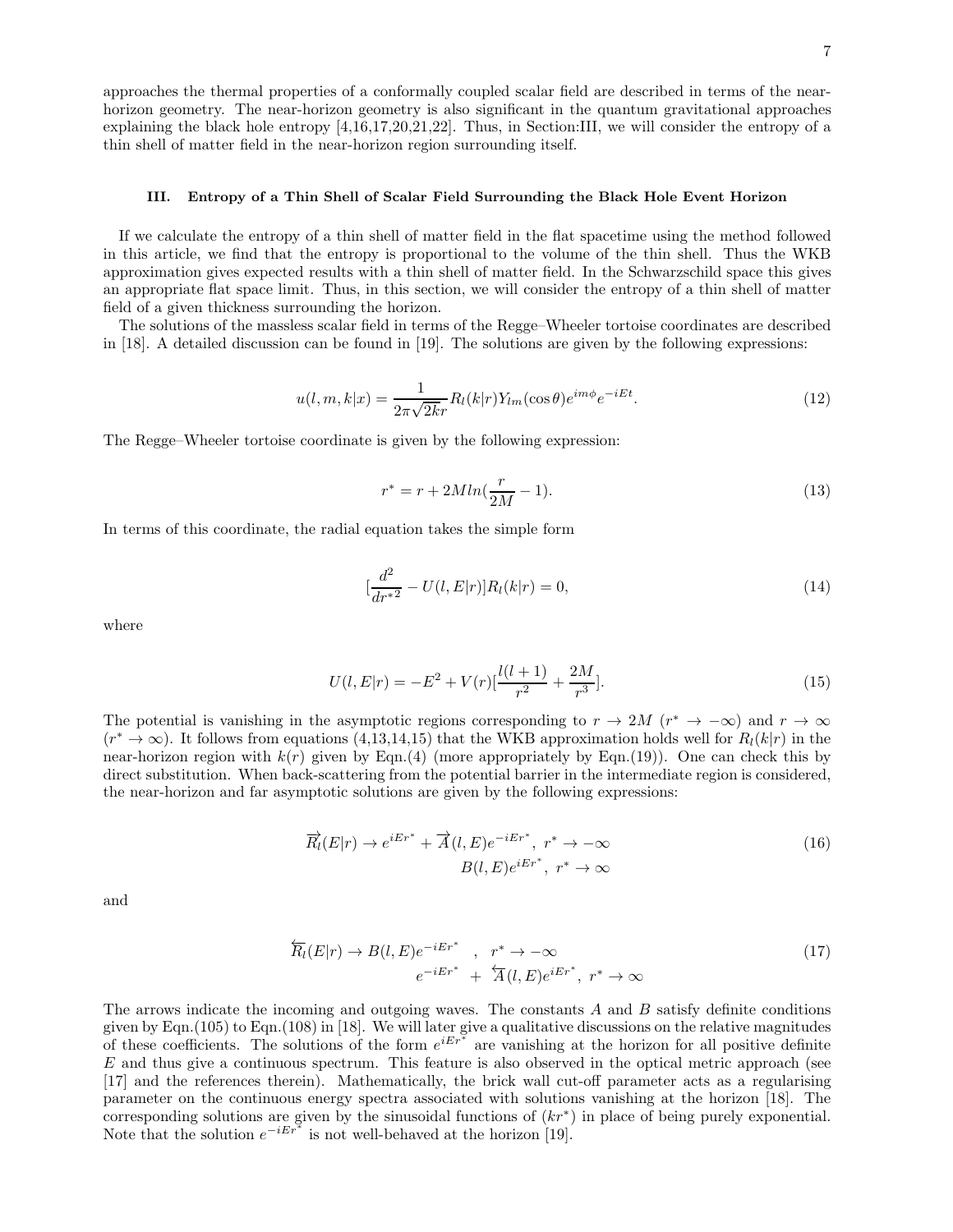approaches the thermal properties of a conformally coupled scalar field are described in terms of the near-horizon geometry. The near-horizon geometry is also significant in the quantum gravitational approaches explaining the black hole entropy [4,16,17,20,21,22]. Thus, in Section:III, we will consider the entropy of a thin shell of matter field in the near-horizon region surrounding itself.

### III. Entropy of a Thin Shell of Scalar Field Surrounding the Black Hole Event Horizon

If we calculate the entropy of a thin shell of matter field in the flat spacetime using the method followed in this article, we find that the entropy is proportional to the volume of the thin shell. Thus the WKB approximation gives expected results with a thin shell of matter field. In the Schwarzschild space this gives an appropriate flat space limit. Thus, in this section, we will consider the entropy of a thin shell of matter field of a given thickness surrounding the horizon.

The solutions of the massless scalar field in terms of the Regge–Wheeler tortoise coordinates are described in [18]. A detailed discussion can be found in [19]. The solutions are given by the following expressions:

$$u(l,m,k|x) = \frac{1}{2\pi\sqrt{2k}r} R_l(k|r) Y_{lm}(\cos\theta) e^{im\phi} e^{-iEt}. \tag{12}$$

The Regge–Wheeler tortoise coordinate is given by the following expression:

$$r^* = r + 2M ln(\frac{r}{2M} - 1). \tag{13}$$

In terms of this coordinate, the radial equation takes the simple form

$$[\frac{d^2}{dr^{*2}} - U(l,E|r)]R_l(k|r) = 0, \tag{14}$$

where

$$U(l,E|r) = -E^2 + V(r)[\frac{l(l+1)}{r^2} + \frac{2M}{r^3}]. \tag{15}$$

The potential is vanishing in the asymptotic regions corresponding to $r \to 2M$ ($r^* \to -\infty$) and $r \to \infty$ ($r^* \to \infty$). It follows from equations (4,13,14,15) that the WKB approximation holds well for $R_l(k|r)$ in the near-horizon region with $k(r)$ given by Eqn.(4) (more appropriately by Eqn.(19)). One can check this by direct substitution. When back-scattering from the potential barrier in the intermediate region is considered, the near-horizon and far asymptotic solutions are given by the following expressions:

$$\begin{aligned} \overrightarrow{R_l}(E|r) &\to e^{iEr^*} + \overrightarrow{A}(l,E)e^{-iEr^*}, \ r^* \to -\infty \\ &\quad B(l,E)e^{iEr^*}, \ r^* \to \infty \end{aligned} \tag{16}$$

and

$$\begin{aligned} \overleftarrow{R_l}(E|r) &\to B(l,E)e^{-iEr^*} \quad , \quad r^* \to -\infty \\ &\quad e^{-iEr^*} \ + \ \overleftarrow{A}(l,E)e^{iEr^*}, \ r^* \to \infty \end{aligned} \tag{17}$$

The arrows indicate the incoming and outgoing waves. The constants $A$ and $B$ satisfy definite conditions given by Eqn.(105) to Eqn.(108) in [18]. We will later give a qualitative discussions on the relative magnitudes of these coefficients. The solutions of the form $e^{iEr^*}$ are vanishing at the horizon for all positive definite $E$ and thus give a continuous spectrum. This feature is also observed in the optical metric approach (see [17] and the references therein). Mathematically, the brick wall cut-off parameter acts as a regularising parameter on the continuous energy spectra associated with solutions vanishing at the horizon [18]. The corresponding solutions are given by the sinusoidal functions of $(kr^*)$ in place of being purely exponential. Note that the solution $e^{-iEr^*}$ is not well-behaved at the horizon [19].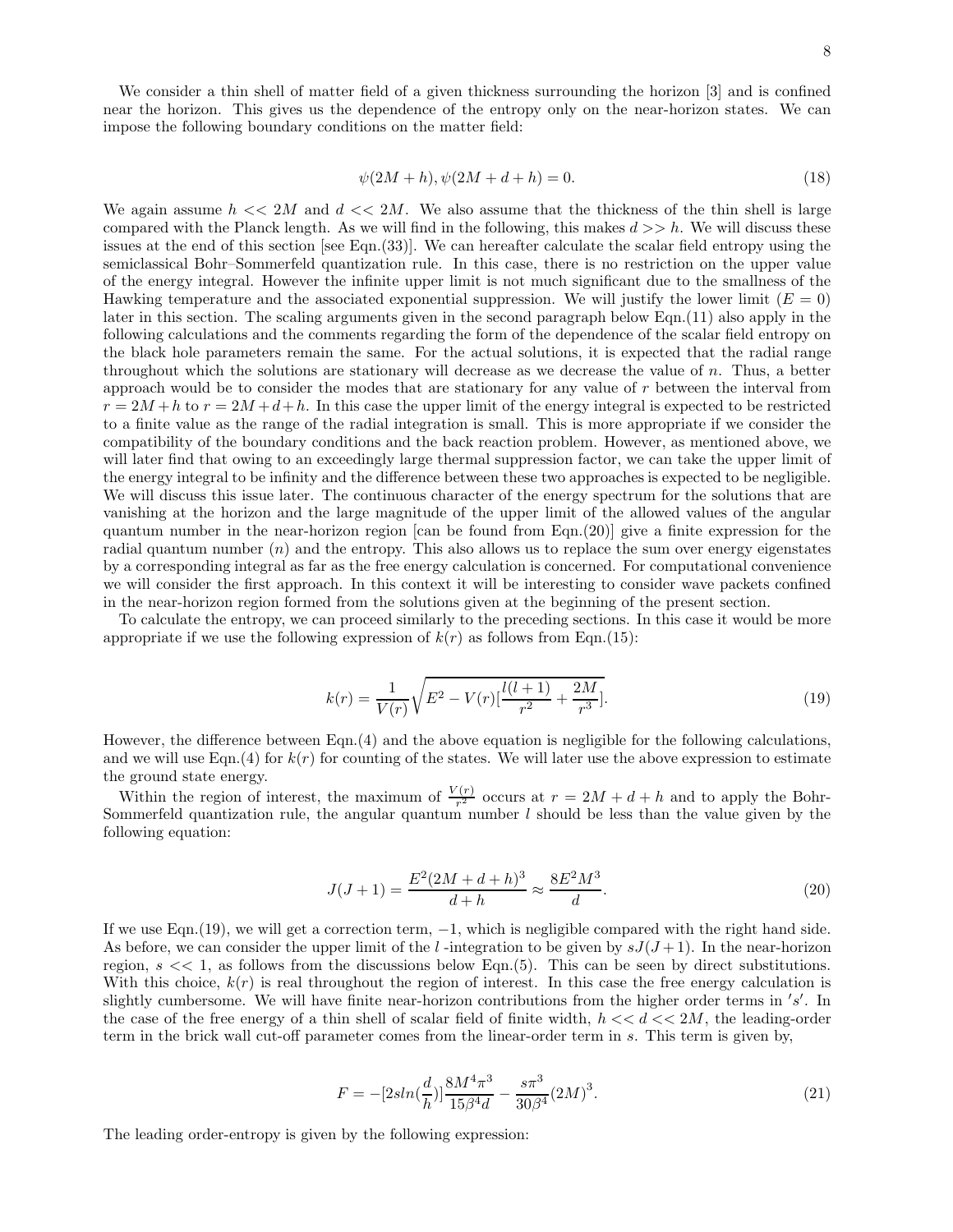We consider a thin shell of matter field of a given thickness surrounding the horizon [3] and is confined near the horizon. This gives us the dependence of the entropy only on the near-horizon states. We can impose the following boundary conditions on the matter field:

$$\psi(2M+h), \psi(2M+d+h) = 0. \tag{18}$$

We again assume $h << 2M$ and $d << 2M$. We also assume that the thickness of the thin shell is large compared with the Planck length. As we will find in the following, this makes $d >> h$. We will discuss these issues at the end of this section [see Eqn.(33)]. We can hereafter calculate the scalar field entropy using the semiclassical Bohr–Sommerfeld quantization rule. In this case, there is no restriction on the upper value of the energy integral. However the infinite upper limit is not much significant due to the smallness of the Hawking temperature and the associated exponential suppression. We will justify the lower limit ($E = 0$) later in this section. The scaling arguments given in the second paragraph below Eqn.(11) also apply in the following calculations and the comments regarding the form of the dependence of the scalar field entropy on the black hole parameters remain the same. For the actual solutions, it is expected that the radial range throughout which the solutions are stationary will decrease as we decrease the value of $n$. Thus, a better approach would be to consider the modes that are stationary for any value of $r$ between the interval from $r = 2M+h$ to $r = 2M+d+h$. In this case the upper limit of the energy integral is expected to be restricted to a finite value as the range of the radial integration is small. This is more appropriate if we consider the compatibility of the boundary conditions and the back reaction problem. However, as mentioned above, we will later find that owing to an exceedingly large thermal suppression factor, we can take the upper limit of the energy integral to be infinity and the difference between these two approaches is expected to be negligible. We will discuss this issue later. The continuous character of the energy spectrum for the solutions that are vanishing at the horizon and the large magnitude of the upper limit of the allowed values of the angular quantum number in the near-horizon region [can be found from Eqn.(20)] give a finite expression for the radial quantum number ($n$) and the entropy. This also allows us to replace the sum over energy eigenstates by a corresponding integral as far as the free energy calculation is concerned. For computational convenience we will consider the first approach. In this context it will be interesting to consider wave packets confined in the near-horizon region formed from the solutions given at the beginning of the present section.

To calculate the entropy, we can proceed similarly to the preceding sections. In this case it would be more appropriate if we use the following expression of $k(r)$ as follows from Eqn.(15):

$$k(r) = \frac{1}{V(r)}\sqrt{E^2 - V(r)[\frac{l(l+1)}{r^2} + \frac{2M}{r^3}]}. \tag{19}$$

However, the difference between Eqn.(4) and the above equation is negligible for the following calculations, and we will use Eqn.(4) for $k(r)$ for counting of the states. We will later use the above expression to estimate the ground state energy.

Within the region of interest, the maximum of $\frac{V(r)}{r^2}$ occurs at $r = 2M+d+h$ and to apply the Bohr-Sommerfeld quantization rule, the angular quantum number $l$ should be less than the value given by the following equation:

$$J(J+1) = \frac{E^2(2M+d+h)^3}{d+h} \approx \frac{8E^2M^3}{d}. \tag{20}$$

If we use Eqn.(19), we will get a correction term, $-1$, which is negligible compared with the right hand side. As before, we can consider the upper limit of the $l$ -integration to be given by $sJ(J+1)$. In the near-horizon region, $s << 1$, as follows from the discussions below Eqn.(5). This can be seen by direct substitutions. With this choice, $k(r)$ is real throughout the region of interest. In this case the free energy calculation is slightly cumbersome. We will have finite near-horizon contributions from the higher order terms in $'s'$. In the case of the free energy of a thin shell of scalar field of finite width, $h << d << 2M$, the leading-order term in the brick wall cut-off parameter comes from the linear-order term in $s$. This term is given by,

$$F = -[2s\ln(\frac{d}{h})]\frac{8M^4\pi^3}{15\beta^4 d} - \frac{s\pi^3}{30\beta^4}(2M)^3. \tag{21}$$

The leading order-entropy is given by the following expression: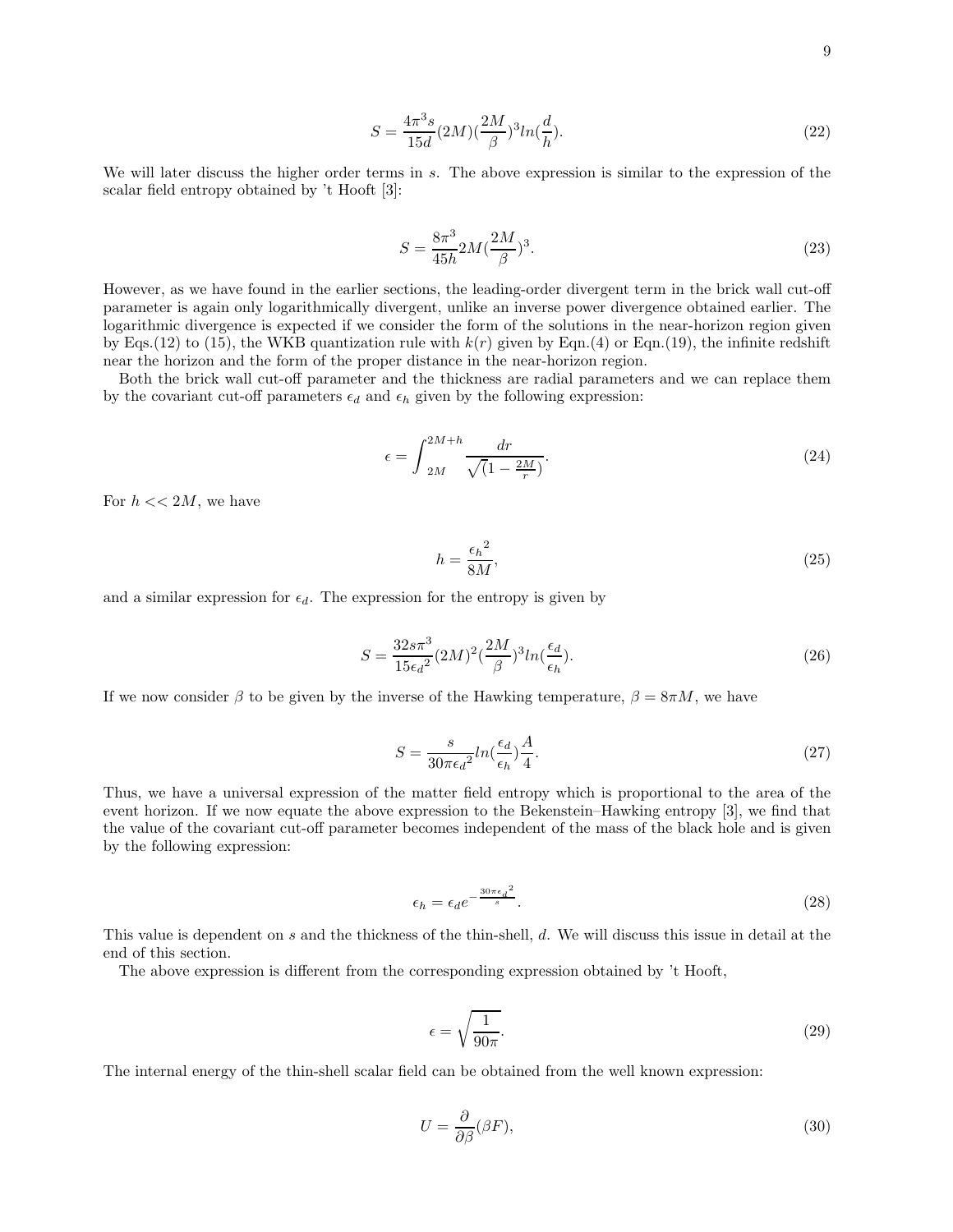$$S = \frac{4\pi^3 s}{15d}(2M)(\frac{2M}{\beta})^3 ln(\frac{d}{h}). \tag{22}$$

We will later discuss the higher order terms in $s$. The above expression is similar to the expression of the scalar field entropy obtained by 't Hooft [3]:

$$S = \frac{8\pi^3}{45h} 2M(\frac{2M}{\beta})^3. \tag{23}$$

However, as we have found in the earlier sections, the leading-order divergent term in the brick wall cut-off parameter is again only logarithmically divergent, unlike an inverse power divergence obtained earlier. The logarithmic divergence is expected if we consider the form of the solutions in the near-horizon region given by Eqs.(12) to (15), the WKB quantization rule with $k(r)$ given by Eqn.(4) or Eqn.(19), the infinite redshift near the horizon and the form of the proper distance in the near-horizon region.

Both the brick wall cut-off parameter and the thickness are radial parameters and we can replace them by the covariant cut-off parameters $\epsilon_d$ and $\epsilon_h$ given by the following expression:

$$\epsilon = \int_{2M}^{2M+h} \frac{dr}{\sqrt{(1-\frac{2M}{r})}}. \tag{24}$$

For $h << 2M$, we have

$$h = \frac{{\epsilon_h}^2}{8M}, \tag{25}$$

and a similar expression for $\epsilon_d$. The expression for the entropy is given by

$$S = \frac{32 s\pi^3}{15{\epsilon_d}^2}(2M)^2(\frac{2M}{\beta})^3 ln(\frac{\epsilon_d}{\epsilon_h}). \tag{26}$$

If we now consider $\beta$ to be given by the inverse of the Hawking temperature, $\beta = 8\pi M$, we have

$$S = \frac{s}{30\pi{\epsilon_d}^2} ln(\frac{\epsilon_d}{\epsilon_h})\frac{A}{4}. \tag{27}$$

Thus, we have a universal expression of the matter field entropy which is proportional to the area of the event horizon. If we now equate the above expression to the Bekenstein–Hawking entropy [3], we find that the value of the covariant cut-off parameter becomes independent of the mass of the black hole and is given by the following expression:

$$\epsilon_h = \epsilon_d e^{-\frac{30\pi{\epsilon_d}^2}{s}}. \tag{28}$$

This value is dependent on $s$ and the thickness of the thin-shell, $d$. We will discuss this issue in detail at the end of this section.

The above expression is different from the corresponding expression obtained by 't Hooft,

$$\epsilon = \sqrt{\frac{1}{90\pi}}. \tag{29}$$

The internal energy of the thin-shell scalar field can be obtained from the well known expression:

$$U = \frac{\partial}{\partial\beta}(\beta F), \tag{30}$$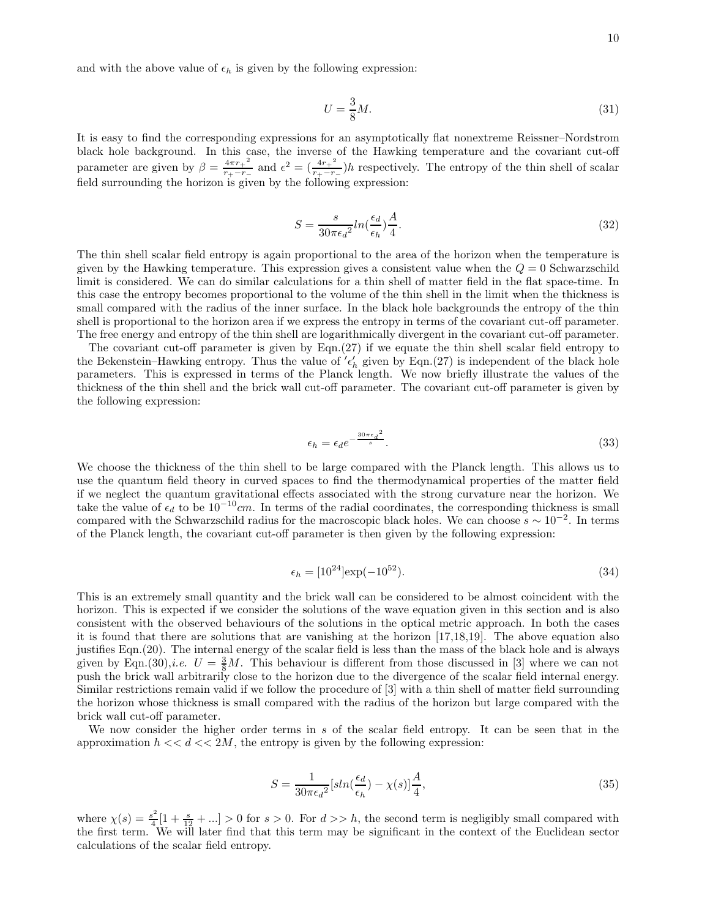and with the above value of $\epsilon_h$ is given by the following expression:

$$U = \frac{3}{8}M. \tag{31}$$

It is easy to find the corresponding expressions for an asymptotically flat nonextreme Reissner–Nordstrom black hole background. In this case, the inverse of the Hawking temperature and the covariant cut-off parameter are given by $\beta = \frac{4\pi {r_+}^2}{r_+ - r_-}$ and $\epsilon^2 = (\frac{4{r_+}^2}{r_+ - r_-})h$ respectively. The entropy of the thin shell of scalar field surrounding the horizon is given by the following expression:

$$S = \frac{s}{30\pi {\epsilon_d}^2} ln(\frac{\epsilon_d}{\epsilon_h})\frac{A}{4}. \tag{32}$$

The thin shell scalar field entropy is again proportional to the area of the horizon when the temperature is given by the Hawking temperature. This expression gives a consistent value when the $Q = 0$ Schwarzschild limit is considered. We can do similar calculations for a thin shell of matter field in the flat space-time. In this case the entropy becomes proportional to the volume of the thin shell in the limit when the thickness is small compared with the radius of the inner surface. In the black hole backgrounds the entropy of the thin shell is proportional to the horizon area if we express the entropy in terms of the covariant cut-off parameter. The free energy and entropy of the thin shell are logarithmically divergent in the covariant cut-off parameter.

The covariant cut-off parameter is given by Eqn.(27) if we equate the thin shell scalar field entropy to the Bekenstein–Hawking entropy. Thus the value of $'\epsilon_h'$ given by Eqn.(27) is independent of the black hole parameters. This is expressed in terms of the Planck length. We now briefly illustrate the values of the thickness of the thin shell and the brick wall cut-off parameter. The covariant cut-off parameter is given by the following expression:

$$\epsilon_h = \epsilon_d e^{-\frac{30\pi {\epsilon_d}^2}{s}}. \tag{33}$$

We choose the thickness of the thin shell to be large compared with the Planck length. This allows us to use the quantum field theory in curved spaces to find the thermodynamical properties of the matter field if we neglect the quantum gravitational effects associated with the strong curvature near the horizon. We take the value of $\epsilon_d$ to be $10^{-10}cm$. In terms of the radial coordinates, the corresponding thickness is small compared with the Schwarzschild radius for the macroscopic black holes. We can choose $s \sim 10^{-2}$. In terms of the Planck length, the covariant cut-off parameter is then given by the following expression:

$$\epsilon_h = [10^{24}]\exp(-10^{52}). \tag{34}$$

This is an extremely small quantity and the brick wall can be considered to be almost coincident with the horizon. This is expected if we consider the solutions of the wave equation given in this section and is also consistent with the observed behaviours of the solutions in the optical metric approach. In both the cases it is found that there are solutions that are vanishing at the horizon [17,18,19]. The above equation also justifies Eqn.(20). The internal energy of the scalar field is less than the mass of the black hole and is always given by Eqn.(30),*i.e.* $U = \frac{3}{8}M$. This behaviour is different from those discussed in [3] where we can not push the brick wall arbitrarily close to the horizon due to the divergence of the scalar field internal energy. Similar restrictions remain valid if we follow the procedure of [3] with a thin shell of matter field surrounding the horizon whose thickness is small compared with the radius of the horizon but large compared with the brick wall cut-off parameter.

We now consider the higher order terms in $s$ of the scalar field entropy. It can be seen that in the approximation $h << d << 2M$, the entropy is given by the following expression:

$$S = \frac{1}{30\pi {\epsilon_d}^2}[s ln(\frac{\epsilon_d}{\epsilon_h}) - \chi(s)]\frac{A}{4}, \tag{35}$$

where $\chi(s) = \frac{s^2}{4}[1 + \frac{s}{12} + ...] > 0$ for $s > 0$. For $d >> h$, the second term is negligibly small compared with the first term. We will later find that this term may be significant in the context of the Euclidean sector calculations of the scalar field entropy.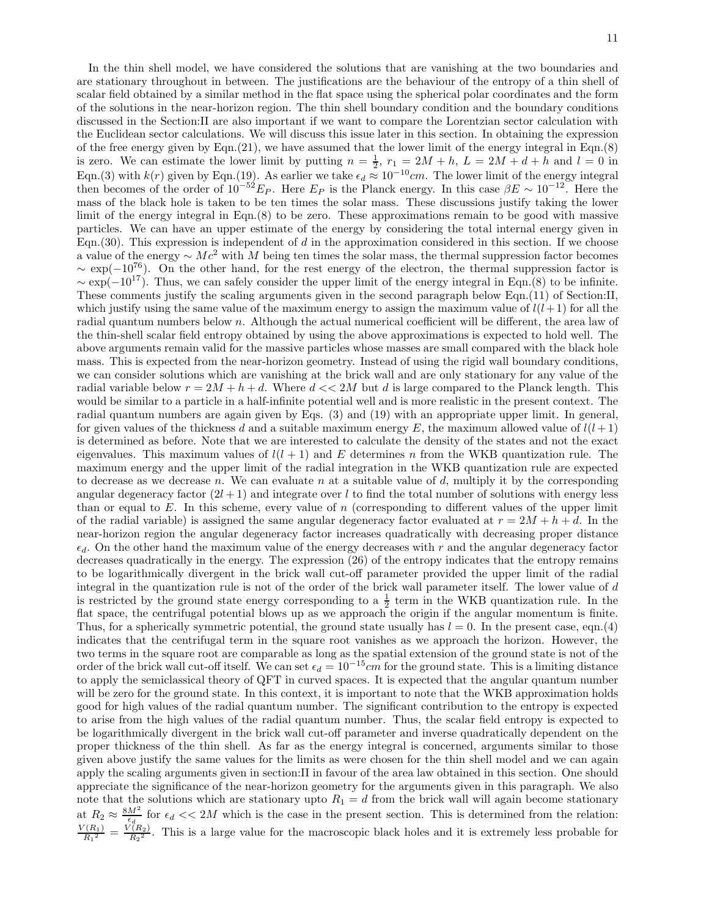In the thin shell model, we have considered the solutions that are vanishing at the two boundaries and are stationary throughout in between. The justifications are the behaviour of the entropy of a thin shell of scalar field obtained by a similar method in the flat space using the spherical polar coordinates and the form of the solutions in the near-horizon region. The thin shell boundary condition and the boundary conditions discussed in the Section:II are also important if we want to compare the Lorentzian sector calculation with the Euclidean sector calculations. We will discuss this issue later in this section. In obtaining the expression of the free energy given by Eqn.(21), we have assumed that the lower limit of the energy integral in Eqn.(8) is zero. We can estimate the lower limit by putting $n = \frac{1}{2}$, $r_1 = 2M + h$, $L = 2M + d + h$ and $l = 0$ in Eqn.(3) with $k(r)$ given by Eqn.(19). As earlier we take $\epsilon_d \approx 10^{-10} cm$. The lower limit of the energy integral then becomes of the order of $10^{-52} E_P$. Here $E_P$ is the Planck energy. In this case $\beta E \sim 10^{-12}$. Here the mass of the black hole is taken to be ten times the solar mass. These discussions justify taking the lower limit of the energy integral in Eqn.(8) to be zero. These approximations remain to be good with massive particles. We can have an upper estimate of the energy by considering the total internal energy given in Eqn.(30). This expression is independent of $d$ in the approximation considered in this section. If we choose a value of the energy $\sim Mc^2$ with $M$ being ten times the solar mass, the thermal suppression factor becomes $\sim \exp(-10^{76})$. On the other hand, for the rest energy of the electron, the thermal suppression factor is $\sim \exp(-10^{17})$. Thus, we can safely consider the upper limit of the energy integral in Eqn.(8) to be infinite. These comments justify the scaling arguments given in the second paragraph below Eqn.(11) of Section:II, which justify using the same value of the maximum energy to assign the maximum value of $l(l+1)$ for all the radial quantum numbers below $n$. Although the actual numerical coefficient will be different, the area law of the thin-shell scalar field entropy obtained by using the above approximations is expected to hold well. The above arguments remain valid for the massive particles whose masses are small compared with the black hole mass. This is expected from the near-horizon geometry. Instead of using the rigid wall boundary conditions, we can consider solutions which are vanishing at the brick wall and are only stationary for any value of the radial variable below $r = 2M + h + d$. Where $d << 2M$ but $d$ is large compared to the Planck length. This would be similar to a particle in a half-infinite potential well and is more realistic in the present context. The radial quantum numbers are again given by Eqs. (3) and (19) with an appropriate upper limit. In general, for given values of the thickness $d$ and a suitable maximum energy $E$, the maximum allowed value of $l(l+1)$ is determined as before. Note that we are interested to calculate the density of the states and not the exact eigenvalues. This maximum values of $l(l+1)$ and $E$ determines $n$ from the WKB quantization rule. The maximum energy and the upper limit of the radial integration in the WKB quantization rule are expected to decrease as we decrease $n$. We can evaluate $n$ at a suitable value of $d$, multiply it by the corresponding angular degeneracy factor $(2l+1)$ and integrate over $l$ to find the total number of solutions with energy less than or equal to $E$. In this scheme, every value of $n$ (corresponding to different values of the upper limit of the radial variable) is assigned the same angular degeneracy factor evaluated at $r = 2M + h + d$. In the near-horizon region the angular degeneracy factor increases quadratically with decreasing proper distance $\epsilon_d$. On the other hand the maximum value of the energy decreases with $r$ and the angular degeneracy factor decreases quadratically in the energy. The expression (26) of the entropy indicates that the entropy remains to be logarithmically divergent in the brick wall cut-off parameter provided the upper limit of the radial integral in the quantization rule is not of the order of the brick wall parameter itself. The lower value of $d$ is restricted by the ground state energy corresponding to a $\frac{1}{2}$ term in the WKB quantization rule. In the flat space, the centrifugal potential blows up as we approach the origin if the angular momentum is finite. Thus, for a spherically symmetric potential, the ground state usually has $l = 0$. In the present case, eqn.(4) indicates that the centrifugal term in the square root vanishes as we approach the horizon. However, the two terms in the square root are comparable as long as the spatial extension of the ground state is not of the order of the brick wall cut-off itself. We can set $\epsilon_d = 10^{-15} cm$ for the ground state. This is a limiting distance to apply the semiclassical theory of QFT in curved spaces. It is expected that the angular quantum number will be zero for the ground state. In this context, it is important to note that the WKB approximation holds good for high values of the radial quantum number. The significant contribution to the entropy is expected to arise from the high values of the radial quantum number. Thus, the scalar field entropy is expected to be logarithmically divergent in the brick wall cut-off parameter and inverse quadratically dependent on the proper thickness of the thin shell. As far as the energy integral is concerned, arguments similar to those given above justify the same values for the limits as were chosen for the thin shell model and we can again apply the scaling arguments given in section:II in favour of the area law obtained in this section. One should appreciate the significance of the near-horizon geometry for the arguments given in this paragraph. We also note that the solutions which are stationary upto $R_1 = d$ from the brick wall will again become stationary at $R_2 \approx \frac{8M^2}{\epsilon_d}$ for $\epsilon_d << 2M$ which is the case in the present section. This is determined from the relation: $\frac{V(R_1)}{{R_1}^2} = \frac{V(R_2)}{{R_2}^2}$. This is a large value for the macroscopic black holes and it is extremely less probable for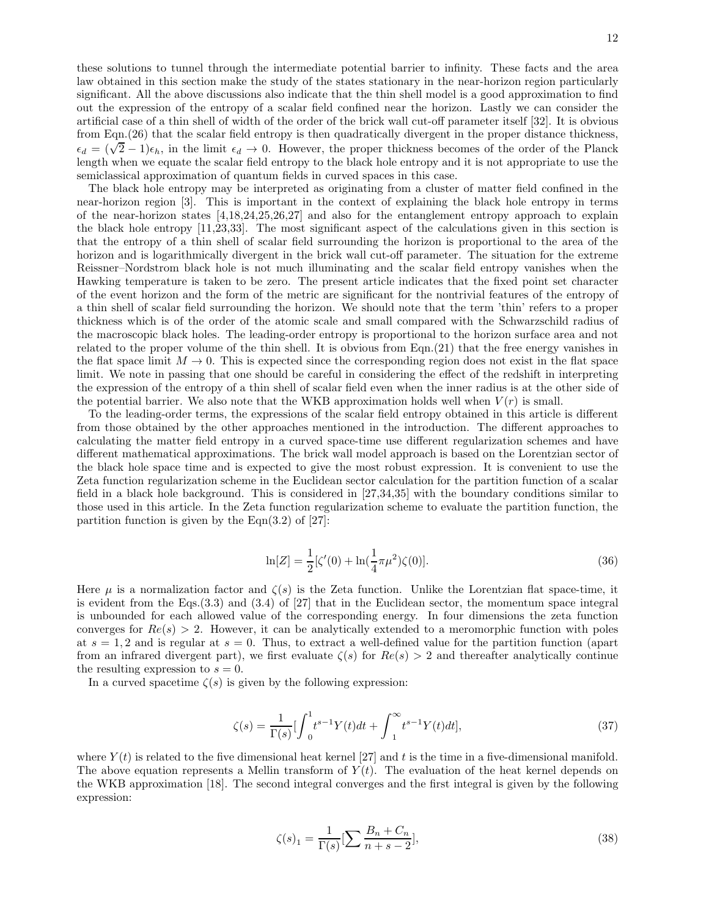these solutions to tunnel through the intermediate potential barrier to infinity. These facts and the area law obtained in this section make the study of the states stationary in the near-horizon region particularly significant. All the above discussions also indicate that the thin shell model is a good approximation to find out the expression of the entropy of a scalar field confined near the horizon. Lastly we can consider the artificial case of a thin shell of width of the order of the brick wall cut-off parameter itself [32]. It is obvious from Eqn.(26) that the scalar field entropy is then quadratically divergent in the proper distance thickness, $\epsilon_d = (\sqrt{2}-1)\epsilon_h$, in the limit $\epsilon_d \to 0$. However, the proper thickness becomes of the order of the Planck length when we equate the scalar field entropy to the black hole entropy and it is not appropriate to use the semiclassical approximation of quantum fields in curved spaces in this case.

The black hole entropy may be interpreted as originating from a cluster of matter field confined in the near-horizon region [3]. This is important in the context of explaining the black hole entropy in terms of the near-horizon states [4,18,24,25,26,27] and also for the entanglement entropy approach to explain the black hole entropy [11,23,33]. The most significant aspect of the calculations given in this section is that the entropy of a thin shell of scalar field surrounding the horizon is proportional to the area of the horizon and is logarithmically divergent in the brick wall cut-off parameter. The situation for the extreme Reissner–Nordstrom black hole is not much illuminating and the scalar field entropy vanishes when the Hawking temperature is taken to be zero. The present article indicates that the fixed point set character of the event horizon and the form of the metric are significant for the nontrivial features of the entropy of a thin shell of scalar field surrounding the horizon. We should note that the term 'thin' refers to a proper thickness which is of the order of the atomic scale and small compared with the Schwarzschild radius of the macroscopic black holes. The leading-order entropy is proportional to the horizon surface area and not related to the proper volume of the thin shell. It is obvious from Eqn.(21) that the free energy vanishes in the flat space limit $M \to 0$. This is expected since the corresponding region does not exist in the flat space limit. We note in passing that one should be careful in considering the effect of the redshift in interpreting the expression of the entropy of a thin shell of scalar field even when the inner radius is at the other side of the potential barrier. We also note that the WKB approximation holds well when $V(r)$ is small.

To the leading-order terms, the expressions of the scalar field entropy obtained in this article is different from those obtained by the other approaches mentioned in the introduction. The different approaches to calculating the matter field entropy in a curved space-time use different regularization schemes and have different mathematical approximations. The brick wall model approach is based on the Lorentzian sector of the black hole space time and is expected to give the most robust expression. It is convenient to use the Zeta function regularization scheme in the Euclidean sector calculation for the partition function of a scalar field in a black hole background. This is considered in [27,34,35] with the boundary conditions similar to those used in this article. In the Zeta function regularization scheme to evaluate the partition function, the partition function is given by the Eqn(3.2) of [27]:

$$\ln[Z] = \frac{1}{2}[\zeta'(0) + \ln(\frac{1}{4}\pi\mu^2)\zeta(0)]. \tag{36}$$

Here $\mu$ is a normalization factor and $\zeta(s)$ is the Zeta function. Unlike the Lorentzian flat space-time, it is evident from the Eqs.(3.3) and (3.4) of [27] that in the Euclidean sector, the momentum space integral is unbounded for each allowed value of the corresponding energy. In four dimensions the zeta function converges for $Re(s) > 2$. However, it can be analytically extended to a meromorphic function with poles at $s = 1, 2$ and is regular at $s = 0$. Thus, to extract a well-defined value for the partition function (apart from an infrared divergent part), we first evaluate $\zeta(s)$ for $Re(s) > 2$ and thereafter analytically continue the resulting expression to $s = 0$.

In a curved spacetime $\zeta(s)$ is given by the following expression:

$$\zeta(s) = \frac{1}{\Gamma(s)}[\int_0^1 t^{s-1}Y(t)dt + \int_1^\infty t^{s-1}Y(t)dt], \tag{37}$$

where $Y(t)$ is related to the five dimensional heat kernel [27] and $t$ is the time in a five-dimensional manifold. The above equation represents a Mellin transform of $Y(t)$. The evaluation of the heat kernel depends on the WKB approximation [18]. The second integral converges and the first integral is given by the following expression:

$$\zeta(s)_1 = \frac{1}{\Gamma(s)}[\sum \frac{B_n + C_n}{n+s-2}], \tag{38}$$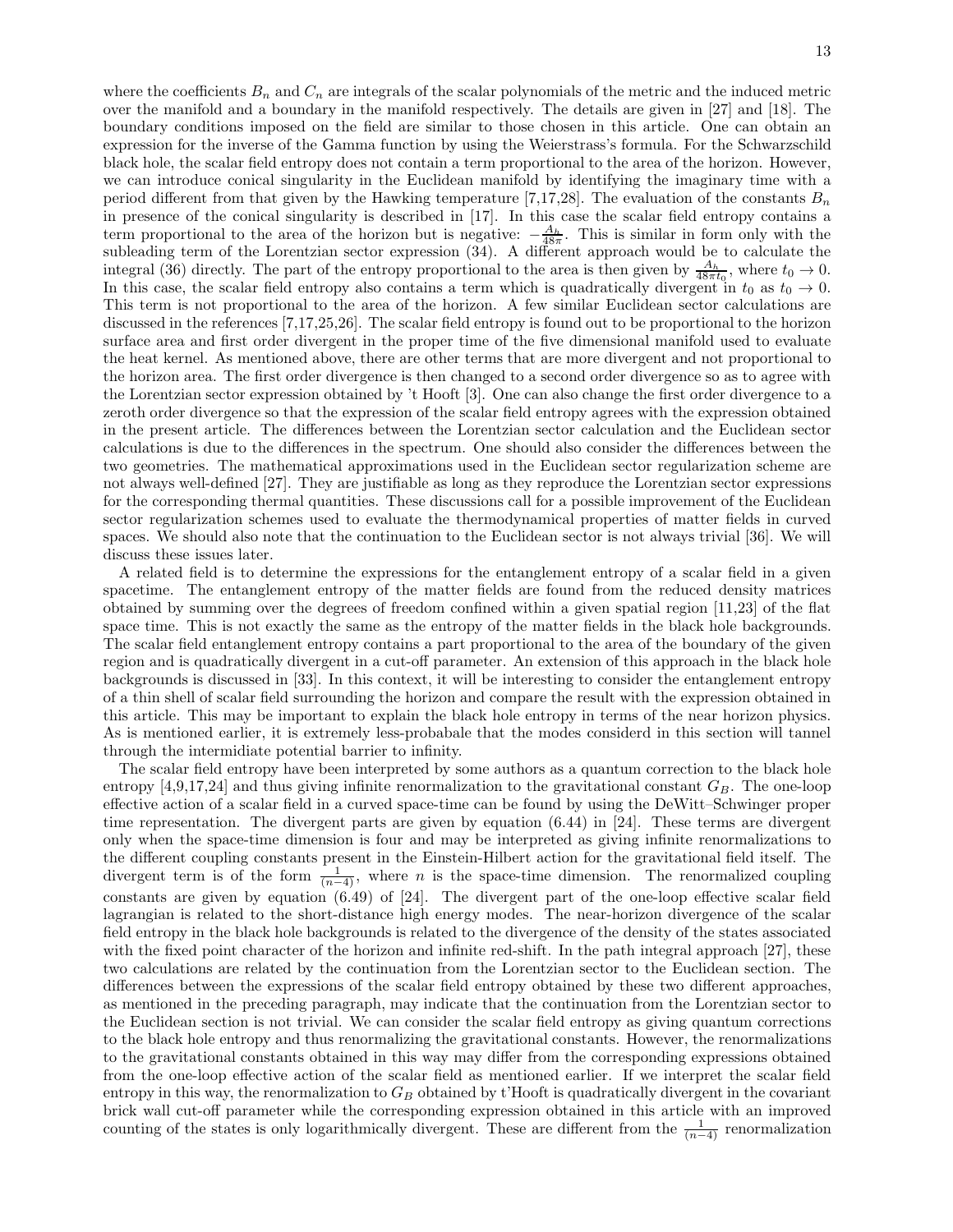where the coefficients $B_n$ and $C_n$ are integrals of the scalar polynomials of the metric and the induced metric over the manifold and a boundary in the manifold respectively. The details are given in [27] and [18]. The boundary conditions imposed on the field are similar to those chosen in this article. One can obtain an expression for the inverse of the Gamma function by using the Weierstrass's formula. For the Schwarzschild black hole, the scalar field entropy does not contain a term proportional to the area of the horizon. However, we can introduce conical singularity in the Euclidean manifold by identifying the imaginary time with a period different from that given by the Hawking temperature [7,17,28]. The evaluation of the constants $B_n$ in presence of the conical singularity is described in [17]. In this case the scalar field entropy contains a term proportional to the area of the horizon but is negative: $-\frac{A_h}{48\pi}$. This is similar in form only with the subleading term of the Lorentzian sector expression (34). A different approach would be to calculate the integral (36) directly. The part of the entropy proportional to the area is then given by $\frac{A_h}{48\pi t_0}$, where $t_0 \to 0$. In this case, the scalar field entropy also contains a term which is quadratically divergent in $t_0$ as $t_0 \to 0$. This term is not proportional to the area of the horizon. A few similar Euclidean sector calculations are discussed in the references [7,17,25,26]. The scalar field entropy is found out to be proportional to the horizon surface area and first order divergent in the proper time of the five dimensional manifold used to evaluate the heat kernel. As mentioned above, there are other terms that are more divergent and not proportional to the horizon area. The first order divergence is then changed to a second order divergence so as to agree with the Lorentzian sector expression obtained by 't Hooft [3]. One can also change the first order divergence to a zeroth order divergence so that the expression of the scalar field entropy agrees with the expression obtained in the present article. The differences between the Lorentzian sector calculation and the Euclidean sector calculations is due to the differences in the spectrum. One should also consider the differences between the two geometries. The mathematical approximations used in the Euclidean sector regularization scheme are not always well-defined [27]. They are justifiable as long as they reproduce the Lorentzian sector expressions for the corresponding thermal quantities. These discussions call for a possible improvement of the Euclidean sector regularization schemes used to evaluate the thermodynamical properties of matter fields in curved spaces. We should also note that the continuation to the Euclidean sector is not always trivial [36]. We will discuss these issues later.

A related field is to determine the expressions for the entanglement entropy of a scalar field in a given spacetime. The entanglement entropy of the matter fields are found from the reduced density matrices obtained by summing over the degrees of freedom confined within a given spatial region [11,23] of the flat space time. This is not exactly the same as the entropy of the matter fields in the black hole backgrounds. The scalar field entanglement entropy contains a part proportional to the area of the boundary of the given region and is quadratically divergent in a cut-off parameter. An extension of this approach in the black hole backgrounds is discussed in [33]. In this context, it will be interesting to consider the entanglement entropy of a thin shell of scalar field surrounding the horizon and compare the result with the expression obtained in this article. This may be important to explain the black hole entropy in terms of the near horizon physics. As is mentioned earlier, it is extremely less-probabale that the modes considerd in this section will tannel through the intermidiate potential barrier to infinity.

The scalar field entropy have been interpreted by some authors as a quantum correction to the black hole entropy [4,9,17,24] and thus giving infinite renormalization to the gravitational constant $G_B$. The one-loop effective action of a scalar field in a curved space-time can be found by using the DeWitt–Schwinger proper time representation. The divergent parts are given by equation (6.44) in [24]. These terms are divergent only when the space-time dimension is four and may be interpreted as giving infinite renormalizations to the different coupling constants present in the Einstein-Hilbert action for the gravitational field itself. The divergent term is of the form $\frac{1}{(n-4)}$, where $n$ is the space-time dimension. The renormalized coupling constants are given by equation (6.49) of [24]. The divergent part of the one-loop effective scalar field lagrangian is related to the short-distance high energy modes. The near-horizon divergence of the scalar field entropy in the black hole backgrounds is related to the divergence of the density of the states associated with the fixed point character of the horizon and infinite red-shift. In the path integral approach [27], these two calculations are related by the continuation from the Lorentzian sector to the Euclidean section. The differences between the expressions of the scalar field entropy obtained by these two different approaches, as mentioned in the preceding paragraph, may indicate that the continuation from the Lorentzian sector to the Euclidean section is not trivial. We can consider the scalar field entropy as giving quantum corrections to the black hole entropy and thus renormalizing the gravitational constants. However, the renormalizations to the gravitational constants obtained in this way may differ from the corresponding expressions obtained from the one-loop effective action of the scalar field as mentioned earlier. If we interpret the scalar field entropy in this way, the renormalization to $G_B$ obtained by t'Hooft is quadratically divergent in the covariant brick wall cut-off parameter while the corresponding expression obtained in this article with an improved counting of the states is only logarithmically divergent. These are different from the $\frac{1}{(n-4)}$ renormalization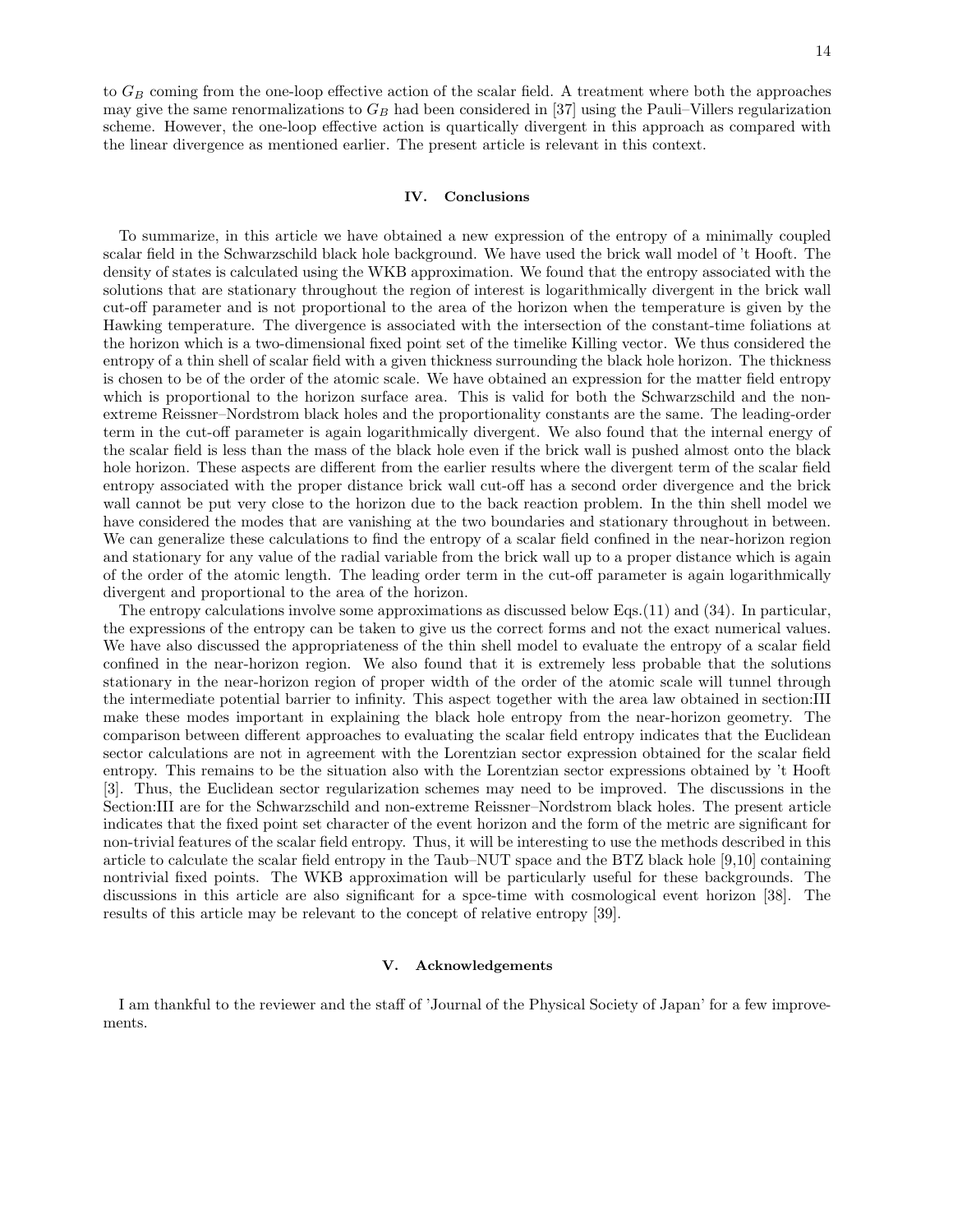to $G_B$ coming from the one-loop effective action of the scalar field. A treatment where both the approaches may give the same renormalizations to $G_B$ had been considered in [37] using the Pauli–Villers regularization scheme. However, the one-loop effective action is quartically divergent in this approach as compared with the linear divergence as mentioned earlier. The present article is relevant in this context.

## IV. Conclusions

To summarize, in this article we have obtained a new expression of the entropy of a minimally coupled scalar field in the Schwarzschild black hole background. We have used the brick wall model of 't Hooft. The density of states is calculated using the WKB approximation. We found that the entropy associated with the solutions that are stationary throughout the region of interest is logarithmically divergent in the brick wall cut-off parameter and is not proportional to the area of the horizon when the temperature is given by the Hawking temperature. The divergence is associated with the intersection of the constant-time foliations at the horizon which is a two-dimensional fixed point set of the timelike Killing vector. We thus considered the entropy of a thin shell of scalar field with a given thickness surrounding the black hole horizon. The thickness is chosen to be of the order of the atomic scale. We have obtained an expression for the matter field entropy which is proportional to the horizon surface area. This is valid for both the Schwarzschild and the non-extreme Reissner–Nordstrom black holes and the proportionality constants are the same. The leading-order term in the cut-off parameter is again logarithmically divergent. We also found that the internal energy of the scalar field is less than the mass of the black hole even if the brick wall is pushed almost onto the black hole horizon. These aspects are different from the earlier results where the divergent term of the scalar field entropy associated with the proper distance brick wall cut-off has a second order divergence and the brick wall cannot be put very close to the horizon due to the back reaction problem. In the thin shell model we have considered the modes that are vanishing at the two boundaries and stationary throughout in between. We can generalize these calculations to find the entropy of a scalar field confined in the near-horizon region and stationary for any value of the radial variable from the brick wall up to a proper distance which is again of the order of the atomic length. The leading order term in the cut-off parameter is again logarithmically divergent and proportional to the area of the horizon.

The entropy calculations involve some approximations as discussed below Eqs.(11) and (34). In particular, the expressions of the entropy can be taken to give us the correct forms and not the exact numerical values. We have also discussed the appropriateness of the thin shell model to evaluate the entropy of a scalar field confined in the near-horizon region. We also found that it is extremely less probable that the solutions stationary in the near-horizon region of proper width of the order of the atomic scale will tunnel through the intermediate potential barrier to infinity. This aspect together with the area law obtained in section:III make these modes important in explaining the black hole entropy from the near-horizon geometry. The comparison between different approaches to evaluating the scalar field entropy indicates that the Euclidean sector calculations are not in agreement with the Lorentzian sector expression obtained for the scalar field entropy. This remains to be the situation also with the Lorentzian sector expressions obtained by 't Hooft [3]. Thus, the Euclidean sector regularization schemes may need to be improved. The discussions in the Section:III are for the Schwarzschild and non-extreme Reissner–Nordstrom black holes. The present article indicates that the fixed point set character of the event horizon and the form of the metric are significant for non-trivial features of the scalar field entropy. Thus, it will be interesting to use the methods described in this article to calculate the scalar field entropy in the Taub–NUT space and the BTZ black hole [9,10] containing nontrivial fixed points. The WKB approximation will be particularly useful for these backgrounds. The discussions in this article are also significant for a spce-time with cosmological event horizon [38]. The results of this article may be relevant to the concept of relative entropy [39].

## V. Acknowledgements

I am thankful to the reviewer and the staff of 'Journal of the Physical Society of Japan' for a few improvements.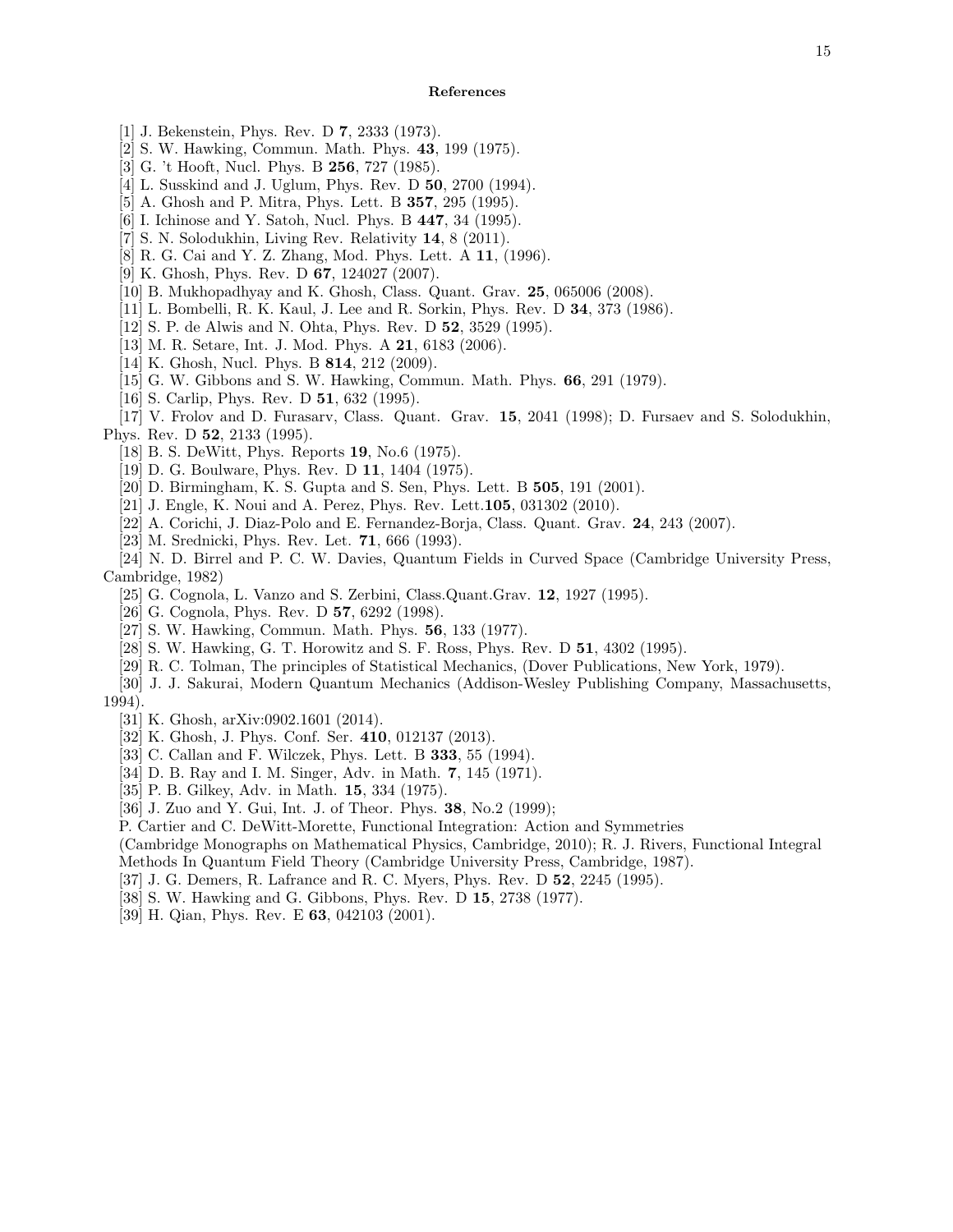**References**

[1] J. Bekenstein, Phys. Rev. D **7**, 2333 (1973).

[2] S. W. Hawking, Commun. Math. Phys. **43**, 199 (1975).

[3] G. 't Hooft, Nucl. Phys. B **256**, 727 (1985).

[4] L. Susskind and J. Uglum, Phys. Rev. D **50**, 2700 (1994).

[5] A. Ghosh and P. Mitra, Phys. Lett. B **357**, 295 (1995).

[6] I. Ichinose and Y. Satoh, Nucl. Phys. B **447**, 34 (1995).

[7] S. N. Solodukhin, Living Rev. Relativity **14**, 8 (2011).

[8] R. G. Cai and Y. Z. Zhang, Mod. Phys. Lett. A **11**, (1996).

[9] K. Ghosh, Phys. Rev. D **67**, 124027 (2007).

[10] B. Mukhopadhyay and K. Ghosh, Class. Quant. Grav. **25**, 065006 (2008).

[11] L. Bombelli, R. K. Kaul, J. Lee and R. Sorkin, Phys. Rev. D **34**, 373 (1986).

[12] S. P. de Alwis and N. Ohta, Phys. Rev. D **52**, 3529 (1995).

[13] M. R. Setare, Int. J. Mod. Phys. A **21**, 6183 (2006).

[14] K. Ghosh, Nucl. Phys. B **814**, 212 (2009).

[15] G. W. Gibbons and S. W. Hawking, Commun. Math. Phys. **66**, 291 (1979).

[16] S. Carlip, Phys. Rev. D **51**, 632 (1995).

[17] V. Frolov and D. Furasarv, Class. Quant. Grav. **15**, 2041 (1998); D. Fursaev and S. Solodukhin, Phys. Rev. D **52**, 2133 (1995).

[18] B. S. DeWitt, Phys. Reports **19**, No.6 (1975).

[19] D. G. Boulware, Phys. Rev. D **11**, 1404 (1975).

[20] D. Birmingham, K. S. Gupta and S. Sen, Phys. Lett. B **505**, 191 (2001).

[21] J. Engle, K. Noui and A. Perez, Phys. Rev. Lett.**105**, 031302 (2010).

[22] A. Corichi, J. Diaz-Polo and E. Fernandez-Borja, Class. Quant. Grav. **24**, 243 (2007).

[23] M. Srednicki, Phys. Rev. Let. **71**, 666 (1993).

[24] N. D. Birrel and P. C. W. Davies, Quantum Fields in Curved Space (Cambridge University Press, Cambridge, 1982)

[25] G. Cognola, L. Vanzo and S. Zerbini, Class.Quant.Grav. **12**, 1927 (1995).

[26] G. Cognola, Phys. Rev. D **57**, 6292 (1998).

[27] S. W. Hawking, Commun. Math. Phys. **56**, 133 (1977).

[28] S. W. Hawking, G. T. Horowitz and S. F. Ross, Phys. Rev. D **51**, 4302 (1995).

[29] R. C. Tolman, The principles of Statistical Mechanics, (Dover Publications, New York, 1979).

[30] J. J. Sakurai, Modern Quantum Mechanics (Addison-Wesley Publishing Company, Massachusetts, 1994).

[31] K. Ghosh, arXiv:0902.1601 (2014).

[32] K. Ghosh, J. Phys. Conf. Ser. **410**, 012137 (2013).

[33] C. Callan and F. Wilczek, Phys. Lett. B **333**, 55 (1994).

[34] D. B. Ray and I. M. Singer, Adv. in Math. **7**, 145 (1971).

[35] P. B. Gilkey, Adv. in Math. **15**, 334 (1975).

[36] J. Zuo and Y. Gui, Int. J. of Theor. Phys. **38**, No.2 (1999);
P. Cartier and C. DeWitt-Morette, Functional Integration: Action and Symmetries
(Cambridge Monographs on Mathematical Physics, Cambridge, 2010); R. J. Rivers, Functional Integral Methods In Quantum Field Theory (Cambridge University Press, Cambridge, 1987).

[37] J. G. Demers, R. Lafrance and R. C. Myers, Phys. Rev. D **52**, 2245 (1995).

[38] S. W. Hawking and G. Gibbons, Phys. Rev. D **15**, 2738 (1977).

[39] H. Qian, Phys. Rev. E **63**, 042103 (2001).